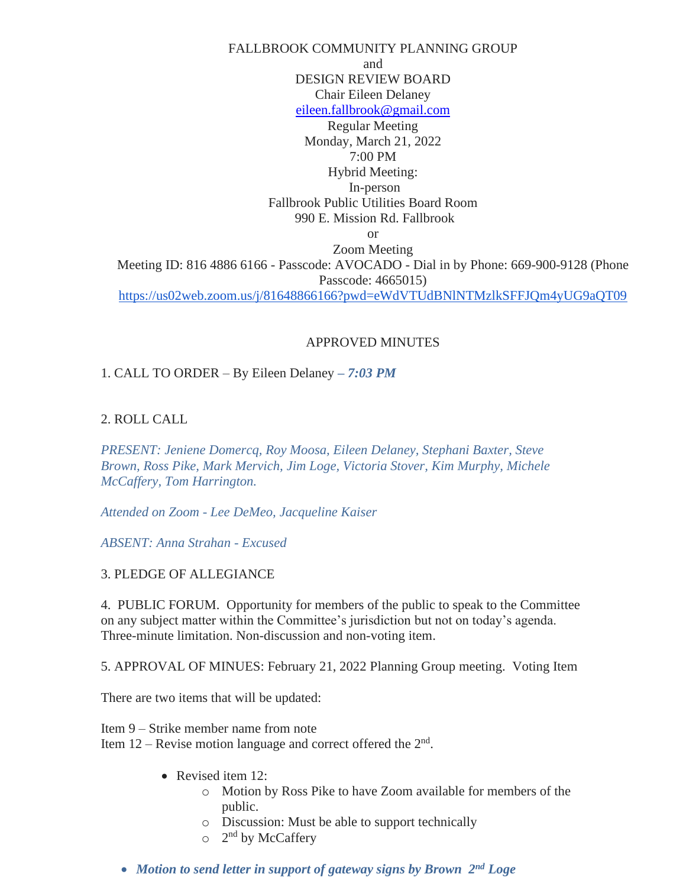FALLBROOK COMMUNITY PLANNING GROUP
and
DESIGN REVIEW BOARD
Chair Eileen Delaney
[eileen.fallbrook@gmail.com](mailto:eileen.fallbrook@gmail.com)
Regular Meeting
Monday, March 21, 2022
7:00 PM
Hybrid Meeting:
In-person
Fallbrook Public Utilities Board Room
990 E. Mission Rd. Fallbrook
or
Zoom Meeting
Meeting ID: 816 4886 6166 - Passcode: AVOCADO - Dial in by Phone: 669-900-9128 (Phone Passcode: 4665015)
[https://us02web.zoom.us/j/81648866166?pwd=eWdVTUdBNlNTMzlkSFFJQm4yUG9aQT09](https://us02web.zoom.us/j/81648866166?pwd=eWdVTUdBNlNTMzlkSFFJQm4yUG9aQT09)

APPROVED MINUTES

1. CALL TO ORDER – By Eileen Delaney ***– 7:03 PM***

2. ROLL CALL

*PRESENT: Jeniene Domercq, Roy Moosa, Eileen Delaney, Stephani Baxter, Steve Brown, Ross Pike, Mark Mervich, Jim Loge, Victoria Stover, Kim Murphy, Michele McCaffery, Tom Harrington.*

*Attended on Zoom - Lee DeMeo, Jacqueline Kaiser*

*ABSENT: Anna Strahan - Excused*

3. PLEDGE OF ALLEGIANCE

4. PUBLIC FORUM. Opportunity for members of the public to speak to the Committee on any subject matter within the Committee's jurisdiction but not on today's agenda. Three-minute limitation. Non-discussion and non-voting item.

5. APPROVAL OF MINUES: February 21, 2022 Planning Group meeting. Voting Item

There are two items that will be updated:

Item 9 – Strike member name from note
Item 12 – Revise motion language and correct offered the 2nd.

- Revised item 12:
  - Motion by Ross Pike to have Zoom available for members of the public.
  - Discussion: Must be able to support technically
  - 2nd by McCaffery

- ***Motion to send letter in support of gateway signs by Brown 2nd Loge***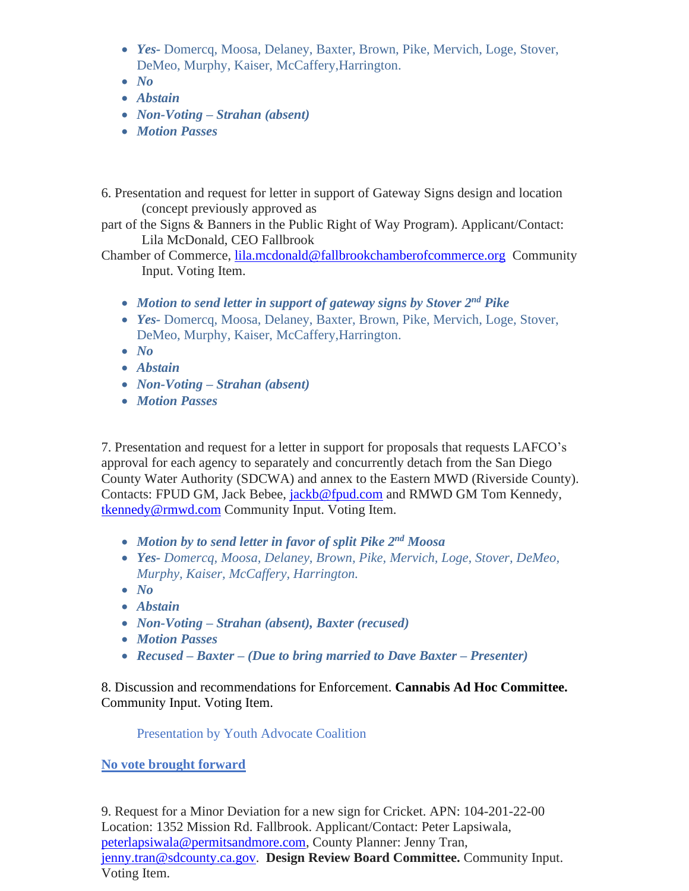- ***Yes-*** Domercq, Moosa, Delaney, Baxter, Brown, Pike, Mervich, Loge, Stover, DeMeo, Murphy, Kaiser, McCaffery,Harrington.
- ***No***
- ***Abstain***
- ***Non-Voting – Strahan (absent)***
- ***Motion Passes***

6. Presentation and request for letter in support of Gateway Signs design and location (concept previously approved as part of the Signs & Banners in the Public Right of Way Program). Applicant/Contact: Lila McDonald, CEO Fallbrook Chamber of Commerce, lila.mcdonald@fallbrookchamberofcommerce.org Community Input. Voting Item.

- ***Motion to send letter in support of gateway signs by Stover 2nd Pike***
- ***Yes-*** Domercq, Moosa, Delaney, Baxter, Brown, Pike, Mervich, Loge, Stover, DeMeo, Murphy, Kaiser, McCaffery,Harrington.
- ***No***
- ***Abstain***
- ***Non-Voting – Strahan (absent)***
- ***Motion Passes***

7. Presentation and request for a letter in support for proposals that requests LAFCO's approval for each agency to separately and concurrently detach from the San Diego County Water Authority (SDCWA) and annex to the Eastern MWD (Riverside County). Contacts: FPUD GM, Jack Bebee, jackb@fpud.com and RMWD GM Tom Kennedy, tkennedy@rmwd.com Community Input. Voting Item.

- ***Motion by to send letter in favor of split Pike 2nd Moosa***
- ***Yes-*** *Domercq, Moosa, Delaney, Brown, Pike, Mervich, Loge, Stover, DeMeo, Murphy, Kaiser, McCaffery, Harrington.*
- ***No***
- ***Abstain***
- ***Non-Voting – Strahan (absent), Baxter (recused)***
- ***Motion Passes***
- ***Recused – Baxter – (Due to bring married to Dave Baxter – Presenter)***

8. Discussion and recommendations for Enforcement. **Cannabis Ad Hoc Committee.** Community Input. Voting Item.

Presentation by Youth Advocate Coalition

**No vote brought forward**

9. Request for a Minor Deviation for a new sign for Cricket. APN: 104-201-22-00 Location: 1352 Mission Rd. Fallbrook. Applicant/Contact: Peter Lapsiwala, peterlapsiwala@permitsandmore.com, County Planner: Jenny Tran, jenny.tran@sdcounty.ca.gov. **Design Review Board Committee.** Community Input. Voting Item.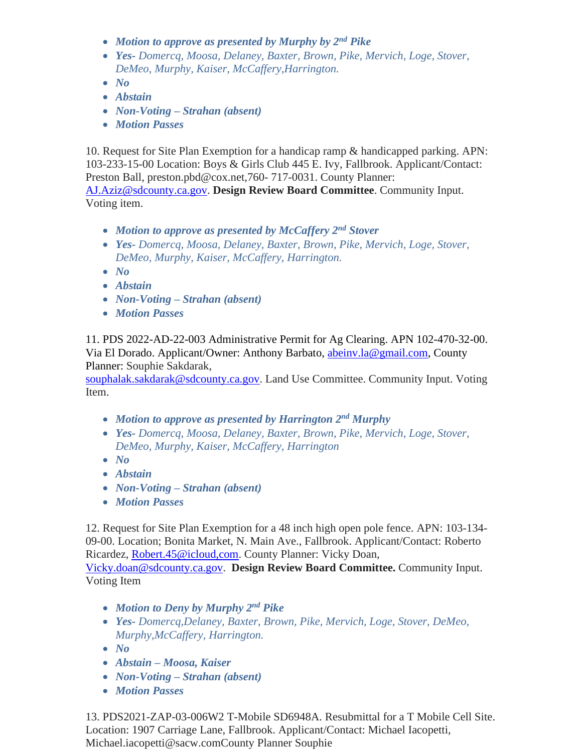- ***Motion to approve as presented by Murphy by 2nd Pike***
- ***Yes-*** *Domercq, Moosa, Delaney, Baxter, Brown, Pike, Mervich, Loge, Stover, DeMeo, Murphy, Kaiser, McCaffery,Harrington.*
- ***No***
- ***Abstain***
- ***Non-Voting – Strahan (absent)***
- ***Motion Passes***

10. Request for Site Plan Exemption for a handicap ramp & handicapped parking. APN: 103-233-15-00 Location: Boys & Girls Club 445 E. Ivy, Fallbrook. Applicant/Contact: Preston Ball, preston.pbd@cox.net,760- 717-0031. County Planner: AJ.Aziz@sdcounty.ca.gov. **Design Review Board Committee**. Community Input. Voting item.

- ***Motion to approve as presented by McCaffery 2nd Stover***
- ***Yes-*** *Domercq, Moosa, Delaney, Baxter, Brown, Pike, Mervich, Loge, Stover, DeMeo, Murphy, Kaiser, McCaffery, Harrington.*
- ***No***
- ***Abstain***
- ***Non-Voting – Strahan (absent)***
- ***Motion Passes***

11. PDS 2022-AD-22-003 Administrative Permit for Ag Clearing. APN 102-470-32-00. Via El Dorado. Applicant/Owner: Anthony Barbato, abeinv.la@gmail.com, County Planner: Souphie Sakdarak, souphalak.sakdarak@sdcounty.ca.gov. Land Use Committee. Community Input. Voting Item.

- ***Motion to approve as presented by Harrington 2nd Murphy***
- ***Yes-*** *Domercq, Moosa, Delaney, Baxter, Brown, Pike, Mervich, Loge, Stover, DeMeo, Murphy, Kaiser, McCaffery, Harrington*
- ***No***
- ***Abstain***
- ***Non-Voting – Strahan (absent)***
- ***Motion Passes***

12. Request for Site Plan Exemption for a 48 inch high open pole fence. APN: 103-134-09-00. Location; Bonita Market, N. Main Ave., Fallbrook. Applicant/Contact: Roberto Ricardez, Robert.45@icloud,com. County Planner: Vicky Doan, Vicky.doan@sdcounty.ca.gov. **Design Review Board Committee.** Community Input. Voting Item

- ***Motion to Deny by Murphy 2nd Pike***
- ***Yes-*** *Domercq,Delaney, Baxter, Brown, Pike, Mervich, Loge, Stover, DeMeo, Murphy,McCaffery, Harrington.*
- ***No***
- ***Abstain – Moosa, Kaiser***
- ***Non-Voting – Strahan (absent)***
- ***Motion Passes***

13. PDS2021-ZAP-03-006W2 T-Mobile SD6948A. Resubmittal for a T Mobile Cell Site. Location: 1907 Carriage Lane, Fallbrook. Applicant/Contact: Michael Iacopetti, Michael.iacopetti@sacw.comCounty Planner Souphie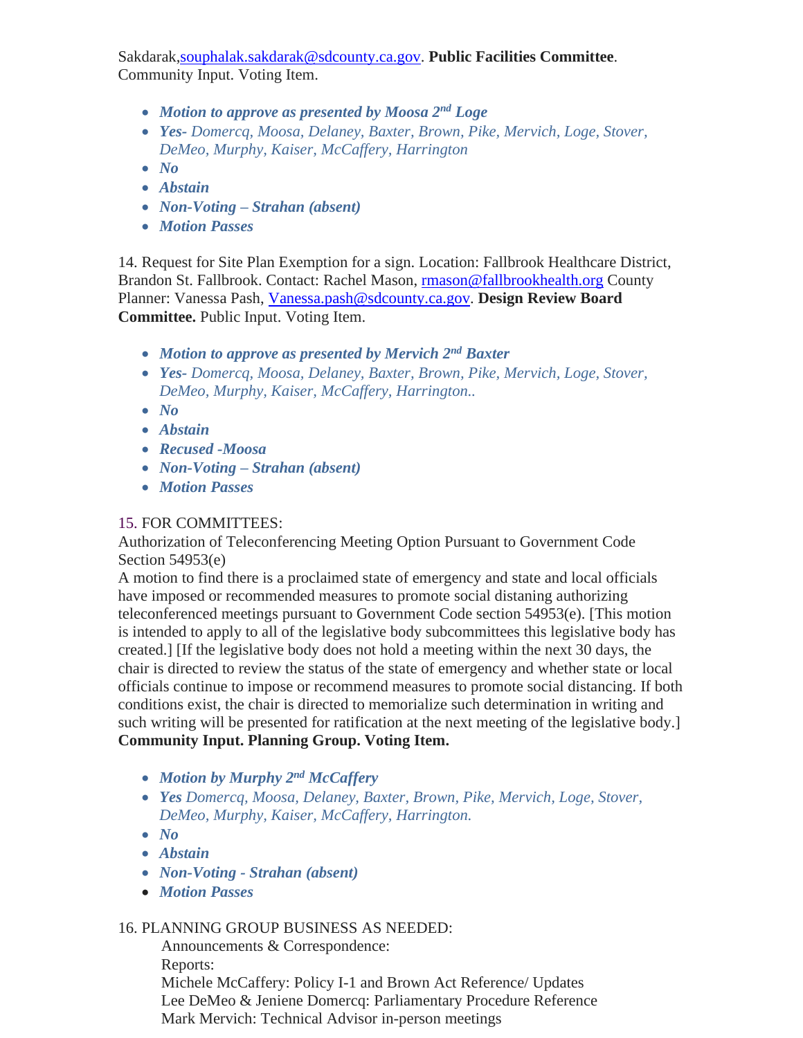Sakdarak,souphalak.sakdarak@sdcounty.ca.gov. **Public Facilities Committee**. Community Input. Voting Item.

- ***Motion to approve as presented by Moosa 2nd Loge***
- ***Yes-*** *Domercq, Moosa, Delaney, Baxter, Brown, Pike, Mervich, Loge, Stover, DeMeo, Murphy, Kaiser, McCaffery, Harrington*
- ***No***
- ***Abstain***
- ***Non-Voting – Strahan (absent)***
- ***Motion Passes***

14. Request for Site Plan Exemption for a sign. Location: Fallbrook Healthcare District, Brandon St. Fallbrook. Contact: Rachel Mason, rmason@fallbrookhealth.org County Planner: Vanessa Pash, Vanessa.pash@sdcounty.ca.gov. **Design Review Board Committee.** Public Input. Voting Item.

- ***Motion to approve as presented by Mervich 2nd Baxter***
- ***Yes-*** *Domercq, Moosa, Delaney, Baxter, Brown, Pike, Mervich, Loge, Stover, DeMeo, Murphy, Kaiser, McCaffery, Harrington..*
- ***No***
- ***Abstain***
- ***Recused -Moosa***
- ***Non-Voting – Strahan (absent)***
- ***Motion Passes***

15. FOR COMMITTEES:
Authorization of Teleconferencing Meeting Option Pursuant to Government Code Section 54953(e)
A motion to find there is a proclaimed state of emergency and state and local officials have imposed or recommended measures to promote social distaning authorizing teleconferenced meetings pursuant to Government Code section 54953(e). [This motion is intended to apply to all of the legislative body subcommittees this legislative body has created.] [If the legislative body does not hold a meeting within the next 30 days, the chair is directed to review the status of the state of emergency and whether state or local officials continue to impose or recommend measures to promote social distancing. If both conditions exist, the chair is directed to memorialize such determination in writing and such writing will be presented for ratification at the next meeting of the legislative body.] **Community Input. Planning Group. Voting Item.**

- ***Motion by Murphy 2nd McCaffery***
- ***Yes*** *Domercq, Moosa, Delaney, Baxter, Brown, Pike, Mervich, Loge, Stover, DeMeo, Murphy, Kaiser, McCaffery, Harrington.*
- ***No***
- ***Abstain***
- ***Non-Voting - Strahan (absent)***
- ***Motion Passes***

16. PLANNING GROUP BUSINESS AS NEEDED:
Announcements & Correspondence:
Reports:
Michele McCaffery: Policy I-1 and Brown Act Reference/ Updates
Lee DeMeo & Jeniene Domercq: Parliamentary Procedure Reference
Mark Mervich: Technical Advisor in-person meetings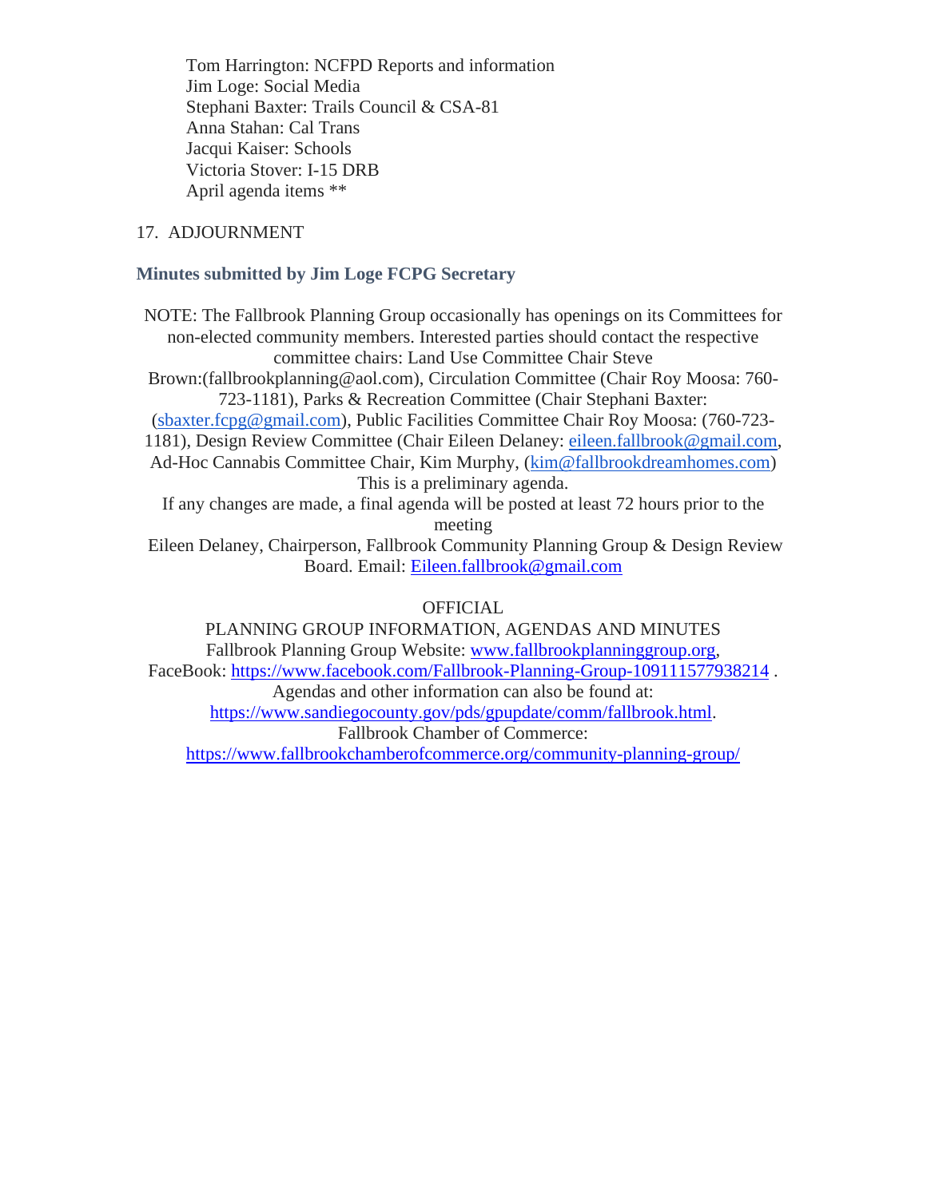Tom Harrington: NCFPD Reports and information
Jim Loge: Social Media
Stephani Baxter: Trails Council & CSA-81
Anna Stahan: Cal Trans
Jacqui Kaiser: Schools
Victoria Stover: I-15 DRB
April agenda items **

17. ADJOURNMENT

**Minutes submitted by Jim Loge FCPG Secretary**

NOTE: The Fallbrook Planning Group occasionally has openings on its Committees for non-elected community members. Interested parties should contact the respective committee chairs: Land Use Committee Chair Steve Brown:(fallbrookplanning@aol.com), Circulation Committee (Chair Roy Moosa: 760-723-1181), Parks & Recreation Committee (Chair Stephani Baxter: (sbaxter.fcpg@gmail.com), Public Facilities Committee Chair Roy Moosa: (760-723-1181), Design Review Committee (Chair Eileen Delaney: eileen.fallbrook@gmail.com, Ad-Hoc Cannabis Committee Chair, Kim Murphy, (kim@fallbrookdreamhomes.com)
This is a preliminary agenda.
If any changes are made, a final agenda will be posted at least 72 hours prior to the meeting
Eileen Delaney, Chairperson, Fallbrook Community Planning Group & Design Review Board. Email: Eileen.fallbrook@gmail.com

OFFICIAL
PLANNING GROUP INFORMATION, AGENDAS AND MINUTES
Fallbrook Planning Group Website: www.fallbrookplanninggroup.org,
FaceBook: https://www.facebook.com/Fallbrook-Planning-Group-109111577938214 .
Agendas and other information can also be found at:
https://www.sandiegocounty.gov/pds/gpupdate/comm/fallbrook.html.
Fallbrook Chamber of Commerce:
https://www.fallbrookchamberofcommerce.org/community-planning-group/